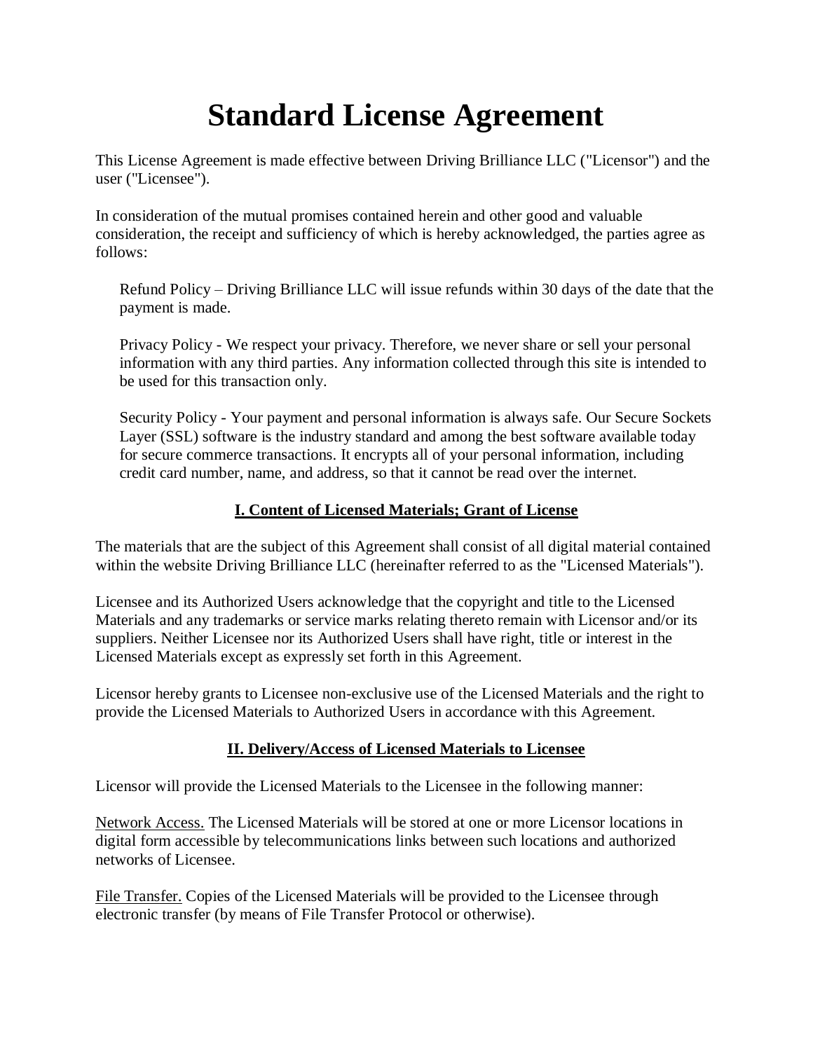# Standard License Agreement

This License Agreement is made effective between Driving Brilliance LLC ("Licensor") and the user ("Licensee").

In consideration of the mutual promises contained herein and other good and valuable consideration, the receipt and sufficiency of which is hereby acknowledged, the parties agree as follows:

> Refund Policy – Driving Brilliance LLC will issue refunds within 30 days of the date that the payment is made.
>
> Privacy Policy - We respect your privacy. Therefore, we never share or sell your personal information with any third parties. Any information collected through this site is intended to be used for this transaction only.
>
> Security Policy - Your payment and personal information is always safe. Our Secure Sockets Layer (SSL) software is the industry standard and among the best software available today for secure commerce transactions. It encrypts all of your personal information, including credit card number, name, and address, so that it cannot be read over the internet.

## I. Content of Licensed Materials; Grant of License

The materials that are the subject of this Agreement shall consist of all digital material contained within the website Driving Brilliance LLC (hereinafter referred to as the "Licensed Materials").

Licensee and its Authorized Users acknowledge that the copyright and title to the Licensed Materials and any trademarks or service marks relating thereto remain with Licensor and/or its suppliers. Neither Licensee nor its Authorized Users shall have right, title or interest in the Licensed Materials except as expressly set forth in this Agreement.

Licensor hereby grants to Licensee non-exclusive use of the Licensed Materials and the right to provide the Licensed Materials to Authorized Users in accordance with this Agreement.

## II. Delivery/Access of Licensed Materials to Licensee

Licensor will provide the Licensed Materials to the Licensee in the following manner:

Network Access. The Licensed Materials will be stored at one or more Licensor locations in digital form accessible by telecommunications links between such locations and authorized networks of Licensee.

File Transfer. Copies of the Licensed Materials will be provided to the Licensee through electronic transfer (by means of File Transfer Protocol or otherwise).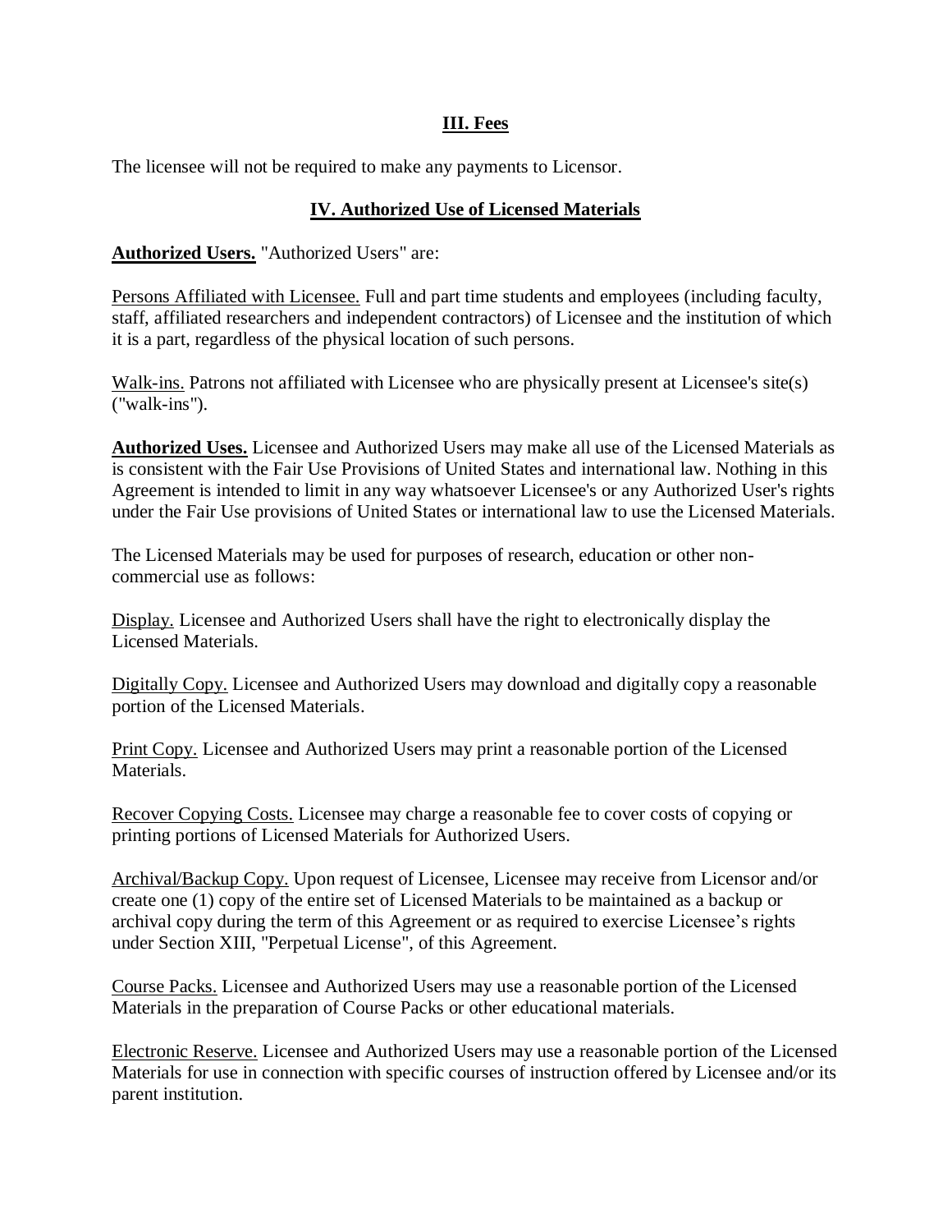## III. Fees

The licensee will not be required to make any payments to Licensor.

## IV. Authorized Use of Licensed Materials

**Authorized Users.** "Authorized Users" are:

Persons Affiliated with Licensee. Full and part time students and employees (including faculty, staff, affiliated researchers and independent contractors) of Licensee and the institution of which it is a part, regardless of the physical location of such persons.

Walk-ins. Patrons not affiliated with Licensee who are physically present at Licensee's site(s) ("walk-ins").

**Authorized Uses.** Licensee and Authorized Users may make all use of the Licensed Materials as is consistent with the Fair Use Provisions of United States and international law. Nothing in this Agreement is intended to limit in any way whatsoever Licensee's or any Authorized User's rights under the Fair Use provisions of United States or international law to use the Licensed Materials.

The Licensed Materials may be used for purposes of research, education or other non-commercial use as follows:

Display. Licensee and Authorized Users shall have the right to electronically display the Licensed Materials.

Digitally Copy. Licensee and Authorized Users may download and digitally copy a reasonable portion of the Licensed Materials.

Print Copy. Licensee and Authorized Users may print a reasonable portion of the Licensed Materials.

Recover Copying Costs. Licensee may charge a reasonable fee to cover costs of copying or printing portions of Licensed Materials for Authorized Users.

Archival/Backup Copy. Upon request of Licensee, Licensee may receive from Licensor and/or create one (1) copy of the entire set of Licensed Materials to be maintained as a backup or archival copy during the term of this Agreement or as required to exercise Licensee's rights under Section XIII, "Perpetual License", of this Agreement.

Course Packs. Licensee and Authorized Users may use a reasonable portion of the Licensed Materials in the preparation of Course Packs or other educational materials.

Electronic Reserve. Licensee and Authorized Users may use a reasonable portion of the Licensed Materials for use in connection with specific courses of instruction offered by Licensee and/or its parent institution.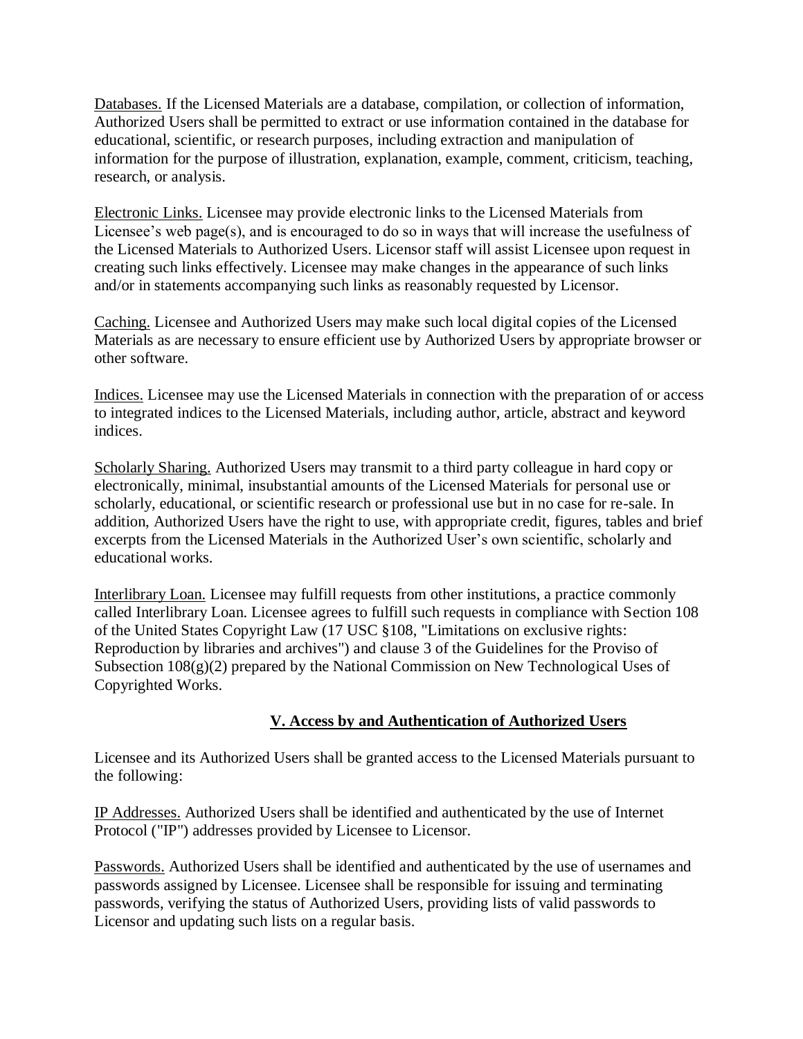<u>Databases.</u> If the Licensed Materials are a database, compilation, or collection of information, Authorized Users shall be permitted to extract or use information contained in the database for educational, scientific, or research purposes, including extraction and manipulation of information for the purpose of illustration, explanation, example, comment, criticism, teaching, research, or analysis.

<u>Electronic Links.</u> Licensee may provide electronic links to the Licensed Materials from Licensee's web page(s), and is encouraged to do so in ways that will increase the usefulness of the Licensed Materials to Authorized Users. Licensor staff will assist Licensee upon request in creating such links effectively. Licensee may make changes in the appearance of such links and/or in statements accompanying such links as reasonably requested by Licensor.

<u>Caching.</u> Licensee and Authorized Users may make such local digital copies of the Licensed Materials as are necessary to ensure efficient use by Authorized Users by appropriate browser or other software.

<u>Indices.</u> Licensee may use the Licensed Materials in connection with the preparation of or access to integrated indices to the Licensed Materials, including author, article, abstract and keyword indices.

<u>Scholarly Sharing.</u> Authorized Users may transmit to a third party colleague in hard copy or electronically, minimal, insubstantial amounts of the Licensed Materials for personal use or scholarly, educational, or scientific research or professional use but in no case for re-sale. In addition, Authorized Users have the right to use, with appropriate credit, figures, tables and brief excerpts from the Licensed Materials in the Authorized User's own scientific, scholarly and educational works.

<u>Interlibrary Loan.</u> Licensee may fulfill requests from other institutions, a practice commonly called Interlibrary Loan. Licensee agrees to fulfill such requests in compliance with Section 108 of the United States Copyright Law (17 USC §108, "Limitations on exclusive rights: Reproduction by libraries and archives") and clause 3 of the Guidelines for the Proviso of Subsection 108(g)(2) prepared by the National Commission on New Technological Uses of Copyrighted Works.

## V. Access by and Authentication of Authorized Users

Licensee and its Authorized Users shall be granted access to the Licensed Materials pursuant to the following:

<u>IP Addresses.</u> Authorized Users shall be identified and authenticated by the use of Internet Protocol ("IP") addresses provided by Licensee to Licensor.

<u>Passwords.</u> Authorized Users shall be identified and authenticated by the use of usernames and passwords assigned by Licensee. Licensee shall be responsible for issuing and terminating passwords, verifying the status of Authorized Users, providing lists of valid passwords to Licensor and updating such lists on a regular basis.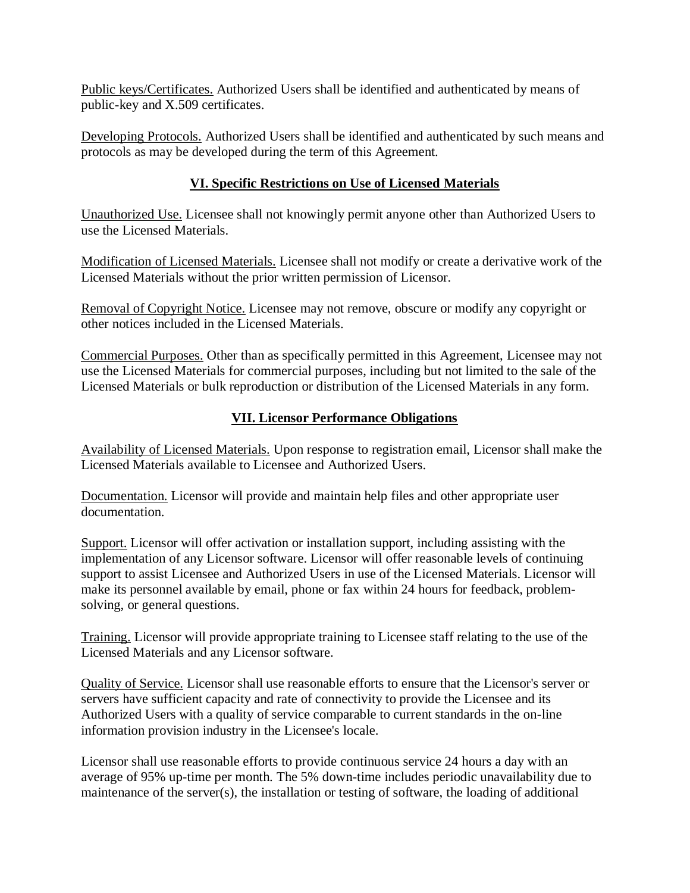Public keys/Certificates. Authorized Users shall be identified and authenticated by means of public-key and X.509 certificates.

Developing Protocols. Authorized Users shall be identified and authenticated by such means and protocols as may be developed during the term of this Agreement.

## VI. Specific Restrictions on Use of Licensed Materials

Unauthorized Use. Licensee shall not knowingly permit anyone other than Authorized Users to use the Licensed Materials.

Modification of Licensed Materials. Licensee shall not modify or create a derivative work of the Licensed Materials without the prior written permission of Licensor.

Removal of Copyright Notice. Licensee may not remove, obscure or modify any copyright or other notices included in the Licensed Materials.

Commercial Purposes. Other than as specifically permitted in this Agreement, Licensee may not use the Licensed Materials for commercial purposes, including but not limited to the sale of the Licensed Materials or bulk reproduction or distribution of the Licensed Materials in any form.

## VII. Licensor Performance Obligations

Availability of Licensed Materials. Upon response to registration email, Licensor shall make the Licensed Materials available to Licensee and Authorized Users.

Documentation. Licensor will provide and maintain help files and other appropriate user documentation.

Support. Licensor will offer activation or installation support, including assisting with the implementation of any Licensor software. Licensor will offer reasonable levels of continuing support to assist Licensee and Authorized Users in use of the Licensed Materials. Licensor will make its personnel available by email, phone or fax within 24 hours for feedback, problem-solving, or general questions.

Training. Licensor will provide appropriate training to Licensee staff relating to the use of the Licensed Materials and any Licensor software.

Quality of Service. Licensor shall use reasonable efforts to ensure that the Licensor's server or servers have sufficient capacity and rate of connectivity to provide the Licensee and its Authorized Users with a quality of service comparable to current standards in the on-line information provision industry in the Licensee's locale.

Licensor shall use reasonable efforts to provide continuous service 24 hours a day with an average of 95% up-time per month. The 5% down-time includes periodic unavailability due to maintenance of the server(s), the installation or testing of software, the loading of additional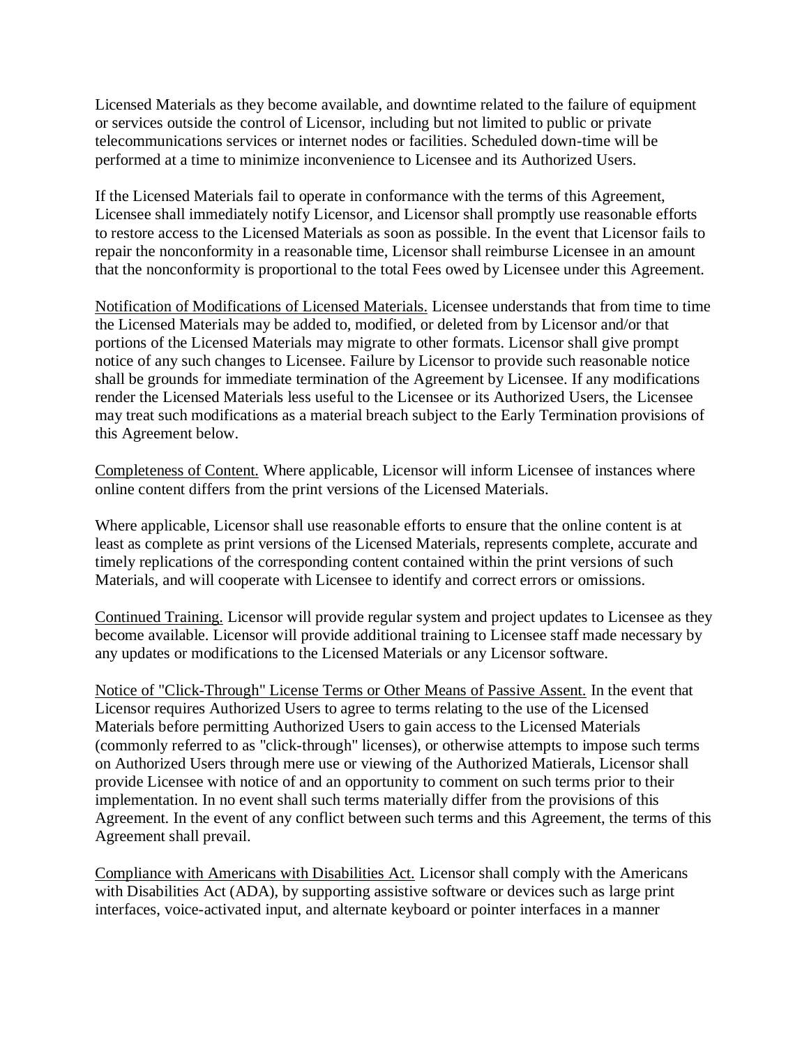Licensed Materials as they become available, and downtime related to the failure of equipment or services outside the control of Licensor, including but not limited to public or private telecommunications services or internet nodes or facilities. Scheduled down-time will be performed at a time to minimize inconvenience to Licensee and its Authorized Users.

If the Licensed Materials fail to operate in conformance with the terms of this Agreement, Licensee shall immediately notify Licensor, and Licensor shall promptly use reasonable efforts to restore access to the Licensed Materials as soon as possible. In the event that Licensor fails to repair the nonconformity in a reasonable time, Licensor shall reimburse Licensee in an amount that the nonconformity is proportional to the total Fees owed by Licensee under this Agreement.

<u>Notification of Modifications of Licensed Materials.</u> Licensee understands that from time to time the Licensed Materials may be added to, modified, or deleted from by Licensor and/or that portions of the Licensed Materials may migrate to other formats. Licensor shall give prompt notice of any such changes to Licensee. Failure by Licensor to provide such reasonable notice shall be grounds for immediate termination of the Agreement by Licensee. If any modifications render the Licensed Materials less useful to the Licensee or its Authorized Users, the Licensee may treat such modifications as a material breach subject to the Early Termination provisions of this Agreement below.

<u>Completeness of Content.</u> Where applicable, Licensor will inform Licensee of instances where online content differs from the print versions of the Licensed Materials.

Where applicable, Licensor shall use reasonable efforts to ensure that the online content is at least as complete as print versions of the Licensed Materials, represents complete, accurate and timely replications of the corresponding content contained within the print versions of such Materials, and will cooperate with Licensee to identify and correct errors or omissions.

<u>Continued Training.</u> Licensor will provide regular system and project updates to Licensee as they become available. Licensor will provide additional training to Licensee staff made necessary by any updates or modifications to the Licensed Materials or any Licensor software.

<u>Notice of "Click-Through" License Terms or Other Means of Passive Assent.</u> In the event that Licensor requires Authorized Users to agree to terms relating to the use of the Licensed Materials before permitting Authorized Users to gain access to the Licensed Materials (commonly referred to as "click-through" licenses), or otherwise attempts to impose such terms on Authorized Users through mere use or viewing of the Authorized Matierals, Licensor shall provide Licensee with notice of and an opportunity to comment on such terms prior to their implementation. In no event shall such terms materially differ from the provisions of this Agreement. In the event of any conflict between such terms and this Agreement, the terms of this Agreement shall prevail.

<u>Compliance with Americans with Disabilities Act.</u> Licensor shall comply with the Americans with Disabilities Act (ADA), by supporting assistive software or devices such as large print interfaces, voice-activated input, and alternate keyboard or pointer interfaces in a manner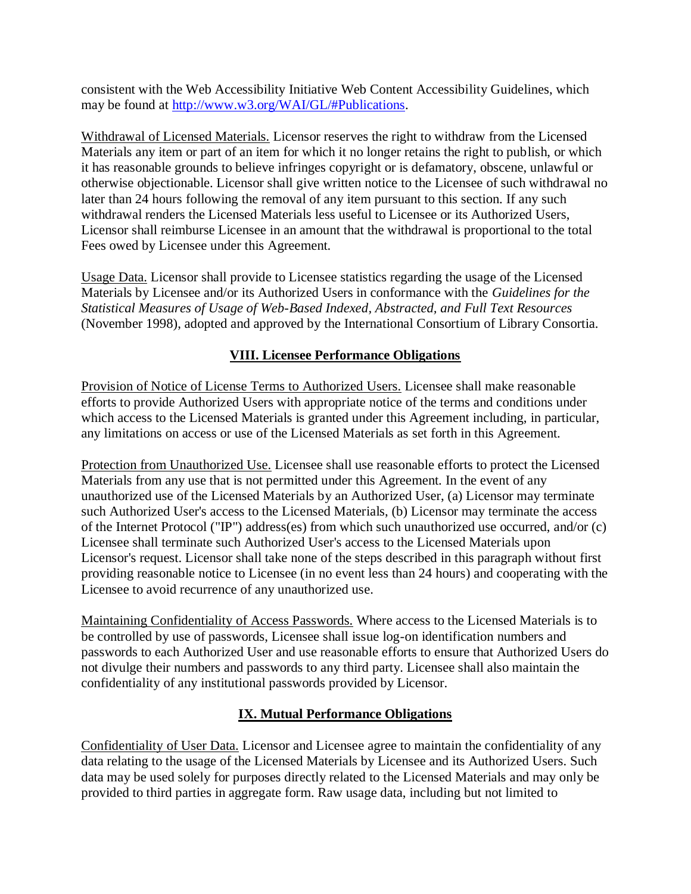consistent with the Web Accessibility Initiative Web Content Accessibility Guidelines, which may be found at [http://www.w3.org/WAI/GL/#Publications](http://www.w3.org/WAI/GL/#Publications).

Withdrawal of Licensed Materials. Licensor reserves the right to withdraw from the Licensed Materials any item or part of an item for which it no longer retains the right to publish, or which it has reasonable grounds to believe infringes copyright or is defamatory, obscene, unlawful or otherwise objectionable. Licensor shall give written notice to the Licensee of such withdrawal no later than 24 hours following the removal of any item pursuant to this section. If any such withdrawal renders the Licensed Materials less useful to Licensee or its Authorized Users, Licensor shall reimburse Licensee in an amount that the withdrawal is proportional to the total Fees owed by Licensee under this Agreement.

Usage Data. Licensor shall provide to Licensee statistics regarding the usage of the Licensed Materials by Licensee and/or its Authorized Users in conformance with the *Guidelines for the Statistical Measures of Usage of Web-Based Indexed, Abstracted, and Full Text Resources* (November 1998), adopted and approved by the International Consortium of Library Consortia.

## VIII. Licensee Performance Obligations

Provision of Notice of License Terms to Authorized Users. Licensee shall make reasonable efforts to provide Authorized Users with appropriate notice of the terms and conditions under which access to the Licensed Materials is granted under this Agreement including, in particular, any limitations on access or use of the Licensed Materials as set forth in this Agreement.

Protection from Unauthorized Use. Licensee shall use reasonable efforts to protect the Licensed Materials from any use that is not permitted under this Agreement. In the event of any unauthorized use of the Licensed Materials by an Authorized User, (a) Licensor may terminate such Authorized User's access to the Licensed Materials, (b) Licensor may terminate the access of the Internet Protocol ("IP") address(es) from which such unauthorized use occurred, and/or (c) Licensee shall terminate such Authorized User's access to the Licensed Materials upon Licensor's request. Licensor shall take none of the steps described in this paragraph without first providing reasonable notice to Licensee (in no event less than 24 hours) and cooperating with the Licensee to avoid recurrence of any unauthorized use.

Maintaining Confidentiality of Access Passwords. Where access to the Licensed Materials is to be controlled by use of passwords, Licensee shall issue log-on identification numbers and passwords to each Authorized User and use reasonable efforts to ensure that Authorized Users do not divulge their numbers and passwords to any third party. Licensee shall also maintain the confidentiality of any institutional passwords provided by Licensor.

## IX. Mutual Performance Obligations

Confidentiality of User Data. Licensor and Licensee agree to maintain the confidentiality of any data relating to the usage of the Licensed Materials by Licensee and its Authorized Users. Such data may be used solely for purposes directly related to the Licensed Materials and may only be provided to third parties in aggregate form. Raw usage data, including but not limited to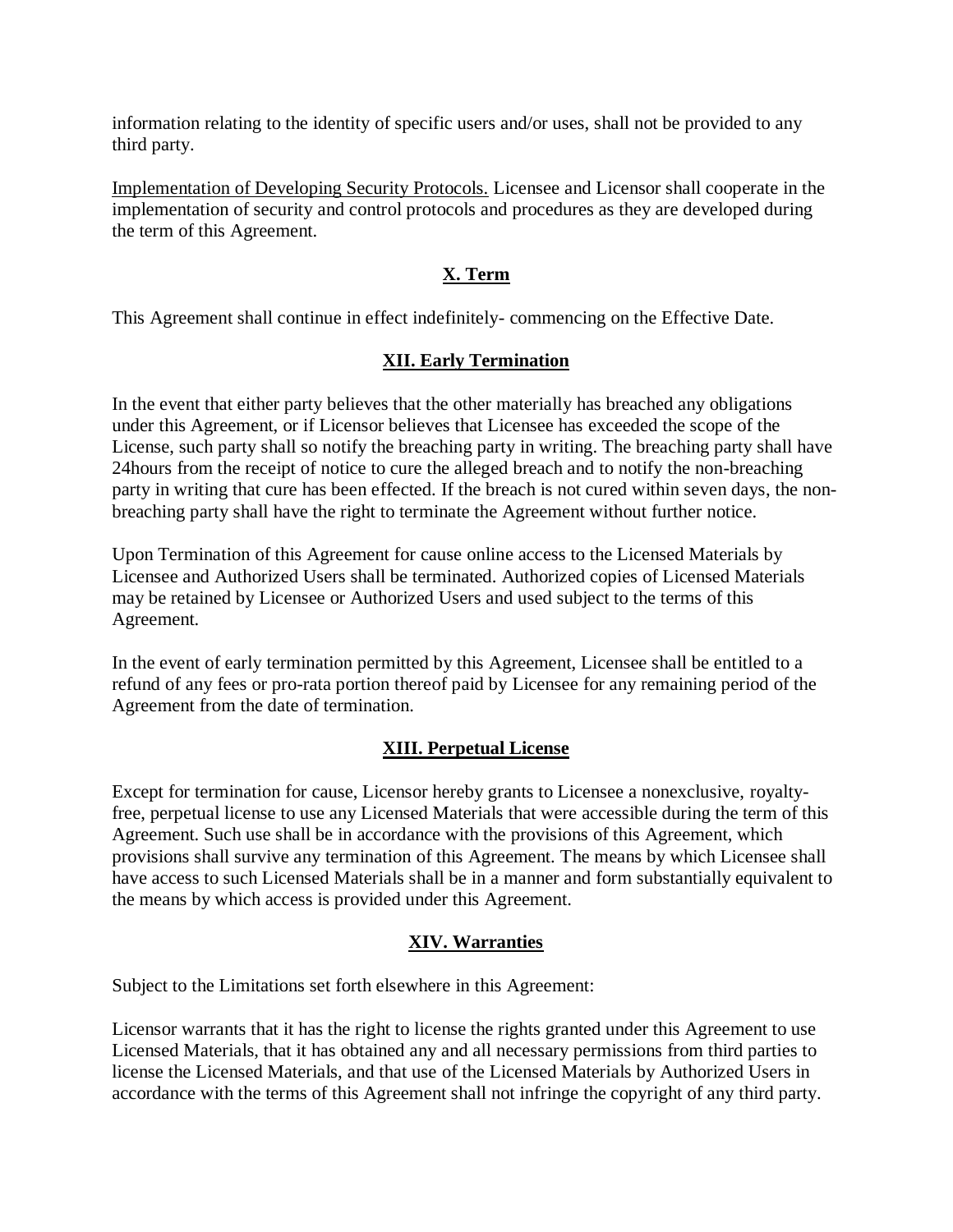information relating to the identity of specific users and/or uses, shall not be provided to any third party.

Implementation of Developing Security Protocols. Licensee and Licensor shall cooperate in the implementation of security and control protocols and procedures as they are developed during the term of this Agreement.

## X. Term

This Agreement shall continue in effect indefinitely- commencing on the Effective Date.

## XII. Early Termination

In the event that either party believes that the other materially has breached any obligations under this Agreement, or if Licensor believes that Licensee has exceeded the scope of the License, such party shall so notify the breaching party in writing. The breaching party shall have 24hours from the receipt of notice to cure the alleged breach and to notify the non-breaching party in writing that cure has been effected. If the breach is not cured within seven days, the non-breaching party shall have the right to terminate the Agreement without further notice.

Upon Termination of this Agreement for cause online access to the Licensed Materials by Licensee and Authorized Users shall be terminated. Authorized copies of Licensed Materials may be retained by Licensee or Authorized Users and used subject to the terms of this Agreement.

In the event of early termination permitted by this Agreement, Licensee shall be entitled to a refund of any fees or pro-rata portion thereof paid by Licensee for any remaining period of the Agreement from the date of termination.

## XIII. Perpetual License

Except for termination for cause, Licensor hereby grants to Licensee a nonexclusive, royalty-free, perpetual license to use any Licensed Materials that were accessible during the term of this Agreement. Such use shall be in accordance with the provisions of this Agreement, which provisions shall survive any termination of this Agreement. The means by which Licensee shall have access to such Licensed Materials shall be in a manner and form substantially equivalent to the means by which access is provided under this Agreement.

## XIV. Warranties

Subject to the Limitations set forth elsewhere in this Agreement:

Licensor warrants that it has the right to license the rights granted under this Agreement to use Licensed Materials, that it has obtained any and all necessary permissions from third parties to license the Licensed Materials, and that use of the Licensed Materials by Authorized Users in accordance with the terms of this Agreement shall not infringe the copyright of any third party.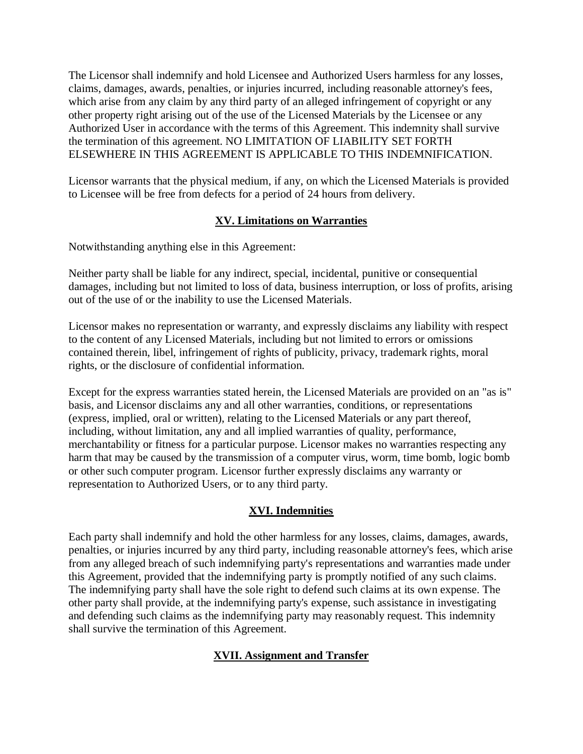The Licensor shall indemnify and hold Licensee and Authorized Users harmless for any losses, claims, damages, awards, penalties, or injuries incurred, including reasonable attorney's fees, which arise from any claim by any third party of an alleged infringement of copyright or any other property right arising out of the use of the Licensed Materials by the Licensee or any Authorized User in accordance with the terms of this Agreement. This indemnity shall survive the termination of this agreement. NO LIMITATION OF LIABILITY SET FORTH ELSEWHERE IN THIS AGREEMENT IS APPLICABLE TO THIS INDEMNIFICATION.

Licensor warrants that the physical medium, if any, on which the Licensed Materials is provided to Licensee will be free from defects for a period of 24 hours from delivery.

## XV. Limitations on Warranties

Notwithstanding anything else in this Agreement:

Neither party shall be liable for any indirect, special, incidental, punitive or consequential damages, including but not limited to loss of data, business interruption, or loss of profits, arising out of the use of or the inability to use the Licensed Materials.

Licensor makes no representation or warranty, and expressly disclaims any liability with respect to the content of any Licensed Materials, including but not limited to errors or omissions contained therein, libel, infringement of rights of publicity, privacy, trademark rights, moral rights, or the disclosure of confidential information.

Except for the express warranties stated herein, the Licensed Materials are provided on an "as is" basis, and Licensor disclaims any and all other warranties, conditions, or representations (express, implied, oral or written), relating to the Licensed Materials or any part thereof, including, without limitation, any and all implied warranties of quality, performance, merchantability or fitness for a particular purpose. Licensor makes no warranties respecting any harm that may be caused by the transmission of a computer virus, worm, time bomb, logic bomb or other such computer program. Licensor further expressly disclaims any warranty or representation to Authorized Users, or to any third party.

## XVI. Indemnities

Each party shall indemnify and hold the other harmless for any losses, claims, damages, awards, penalties, or injuries incurred by any third party, including reasonable attorney's fees, which arise from any alleged breach of such indemnifying party's representations and warranties made under this Agreement, provided that the indemnifying party is promptly notified of any such claims. The indemnifying party shall have the sole right to defend such claims at its own expense. The other party shall provide, at the indemnifying party's expense, such assistance in investigating and defending such claims as the indemnifying party may reasonably request. This indemnity shall survive the termination of this Agreement.

## XVII. Assignment and Transfer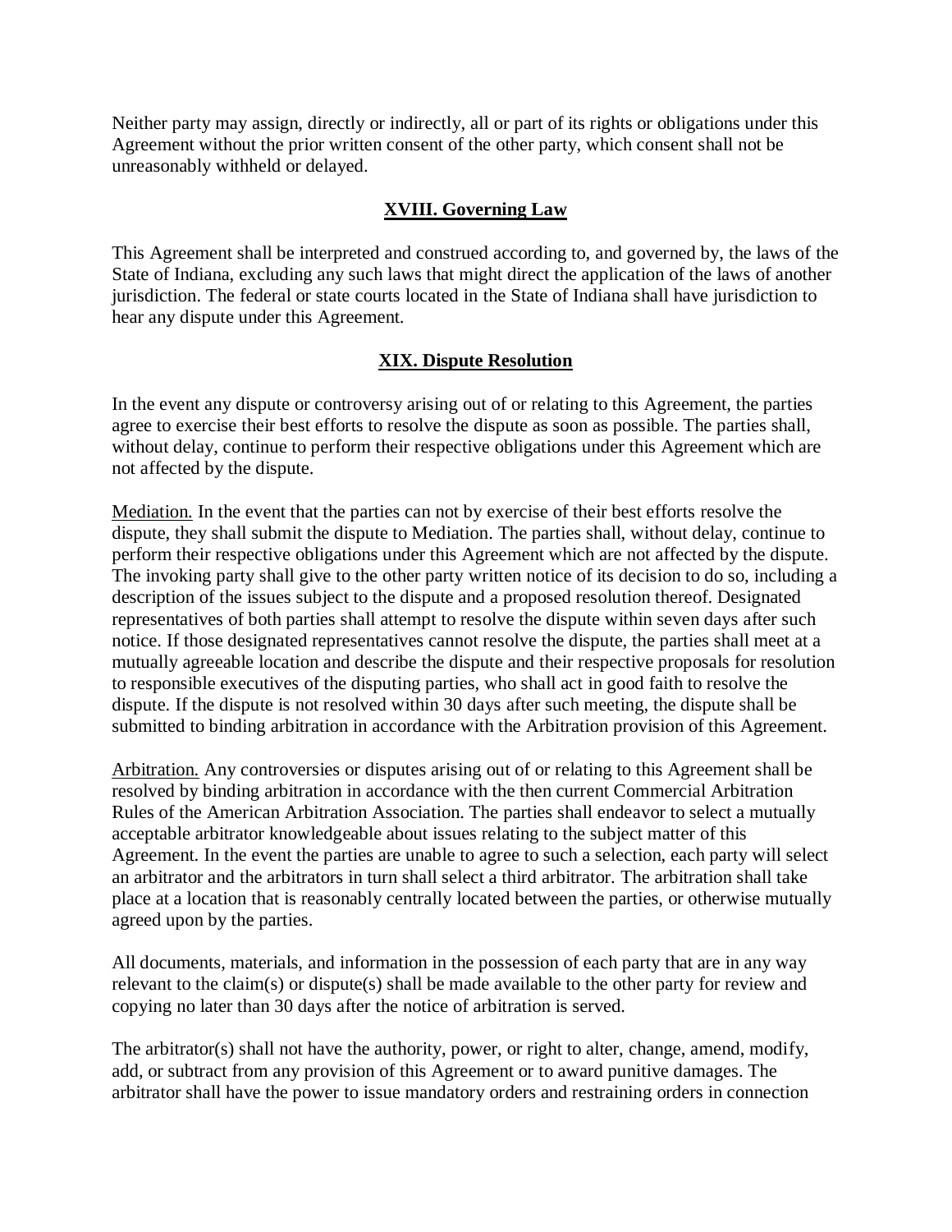Neither party may assign, directly or indirectly, all or part of its rights or obligations under this Agreement without the prior written consent of the other party, which consent shall not be unreasonably withheld or delayed.

## XVIII. Governing Law

This Agreement shall be interpreted and construed according to, and governed by, the laws of the State of Indiana, excluding any such laws that might direct the application of the laws of another jurisdiction. The federal or state courts located in the State of Indiana shall have jurisdiction to hear any dispute under this Agreement.

## XIX. Dispute Resolution

In the event any dispute or controversy arising out of or relating to this Agreement, the parties agree to exercise their best efforts to resolve the dispute as soon as possible. The parties shall, without delay, continue to perform their respective obligations under this Agreement which are not affected by the dispute.

Mediation. In the event that the parties can not by exercise of their best efforts resolve the dispute, they shall submit the dispute to Mediation. The parties shall, without delay, continue to perform their respective obligations under this Agreement which are not affected by the dispute. The invoking party shall give to the other party written notice of its decision to do so, including a description of the issues subject to the dispute and a proposed resolution thereof. Designated representatives of both parties shall attempt to resolve the dispute within seven days after such notice. If those designated representatives cannot resolve the dispute, the parties shall meet at a mutually agreeable location and describe the dispute and their respective proposals for resolution to responsible executives of the disputing parties, who shall act in good faith to resolve the dispute. If the dispute is not resolved within 30 days after such meeting, the dispute shall be submitted to binding arbitration in accordance with the Arbitration provision of this Agreement.

Arbitration. Any controversies or disputes arising out of or relating to this Agreement shall be resolved by binding arbitration in accordance with the then current Commercial Arbitration Rules of the American Arbitration Association. The parties shall endeavor to select a mutually acceptable arbitrator knowledgeable about issues relating to the subject matter of this Agreement. In the event the parties are unable to agree to such a selection, each party will select an arbitrator and the arbitrators in turn shall select a third arbitrator. The arbitration shall take place at a location that is reasonably centrally located between the parties, or otherwise mutually agreed upon by the parties.

All documents, materials, and information in the possession of each party that are in any way relevant to the claim(s) or dispute(s) shall be made available to the other party for review and copying no later than 30 days after the notice of arbitration is served.

The arbitrator(s) shall not have the authority, power, or right to alter, change, amend, modify, add, or subtract from any provision of this Agreement or to award punitive damages. The arbitrator shall have the power to issue mandatory orders and restraining orders in connection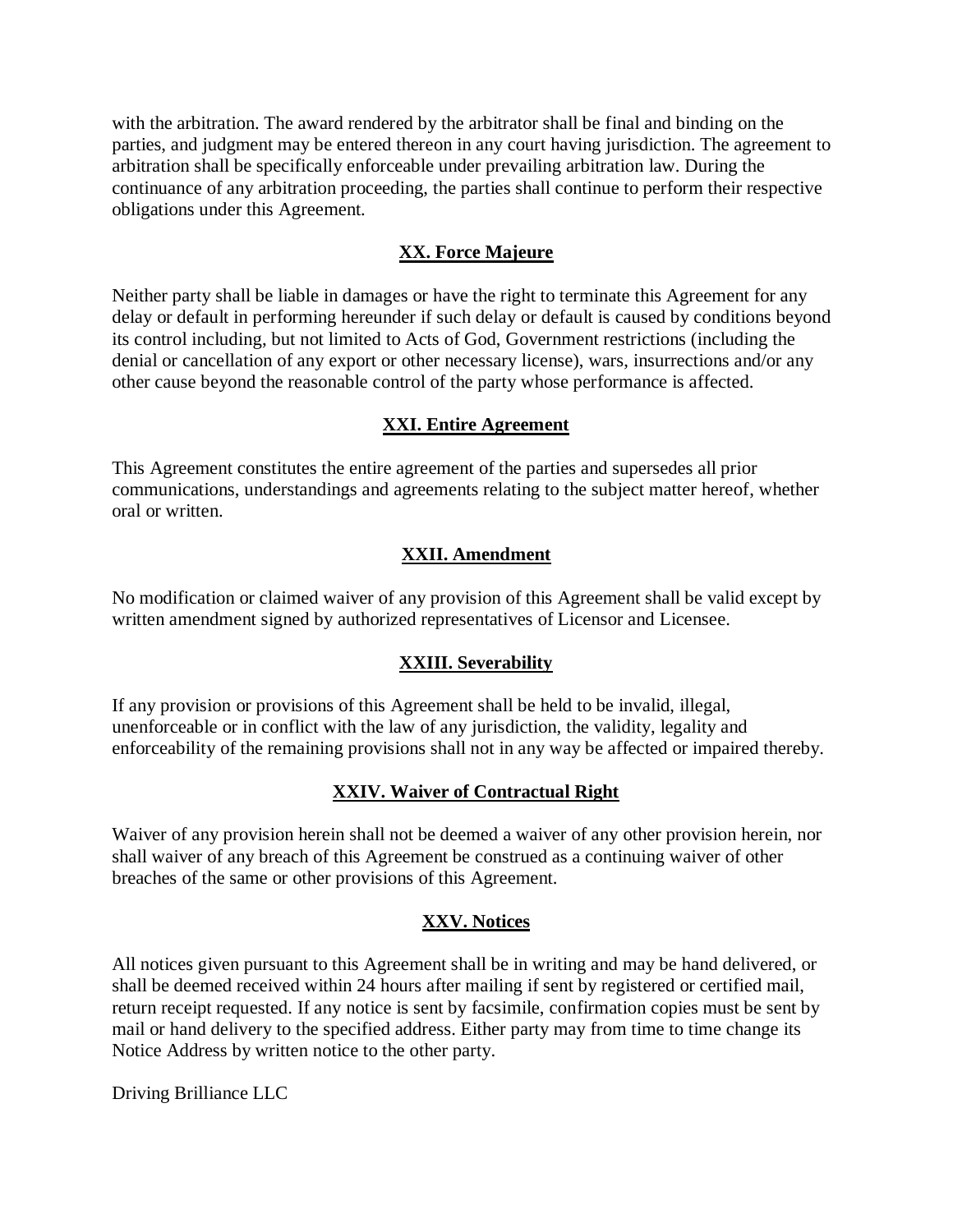with the arbitration. The award rendered by the arbitrator shall be final and binding on the parties, and judgment may be entered thereon in any court having jurisdiction. The agreement to arbitration shall be specifically enforceable under prevailing arbitration law. During the continuance of any arbitration proceeding, the parties shall continue to perform their respective obligations under this Agreement.

## XX. Force Majeure

Neither party shall be liable in damages or have the right to terminate this Agreement for any delay or default in performing hereunder if such delay or default is caused by conditions beyond its control including, but not limited to Acts of God, Government restrictions (including the denial or cancellation of any export or other necessary license), wars, insurrections and/or any other cause beyond the reasonable control of the party whose performance is affected.

## XXI. Entire Agreement

This Agreement constitutes the entire agreement of the parties and supersedes all prior communications, understandings and agreements relating to the subject matter hereof, whether oral or written.

## XXII. Amendment

No modification or claimed waiver of any provision of this Agreement shall be valid except by written amendment signed by authorized representatives of Licensor and Licensee.

## XXIII. Severability

If any provision or provisions of this Agreement shall be held to be invalid, illegal, unenforceable or in conflict with the law of any jurisdiction, the validity, legality and enforceability of the remaining provisions shall not in any way be affected or impaired thereby.

## XXIV. Waiver of Contractual Right

Waiver of any provision herein shall not be deemed a waiver of any other provision herein, nor shall waiver of any breach of this Agreement be construed as a continuing waiver of other breaches of the same or other provisions of this Agreement.

## XXV. Notices

All notices given pursuant to this Agreement shall be in writing and may be hand delivered, or shall be deemed received within 24 hours after mailing if sent by registered or certified mail, return receipt requested. If any notice is sent by facsimile, confirmation copies must be sent by mail or hand delivery to the specified address. Either party may from time to time change its Notice Address by written notice to the other party.

Driving Brilliance LLC